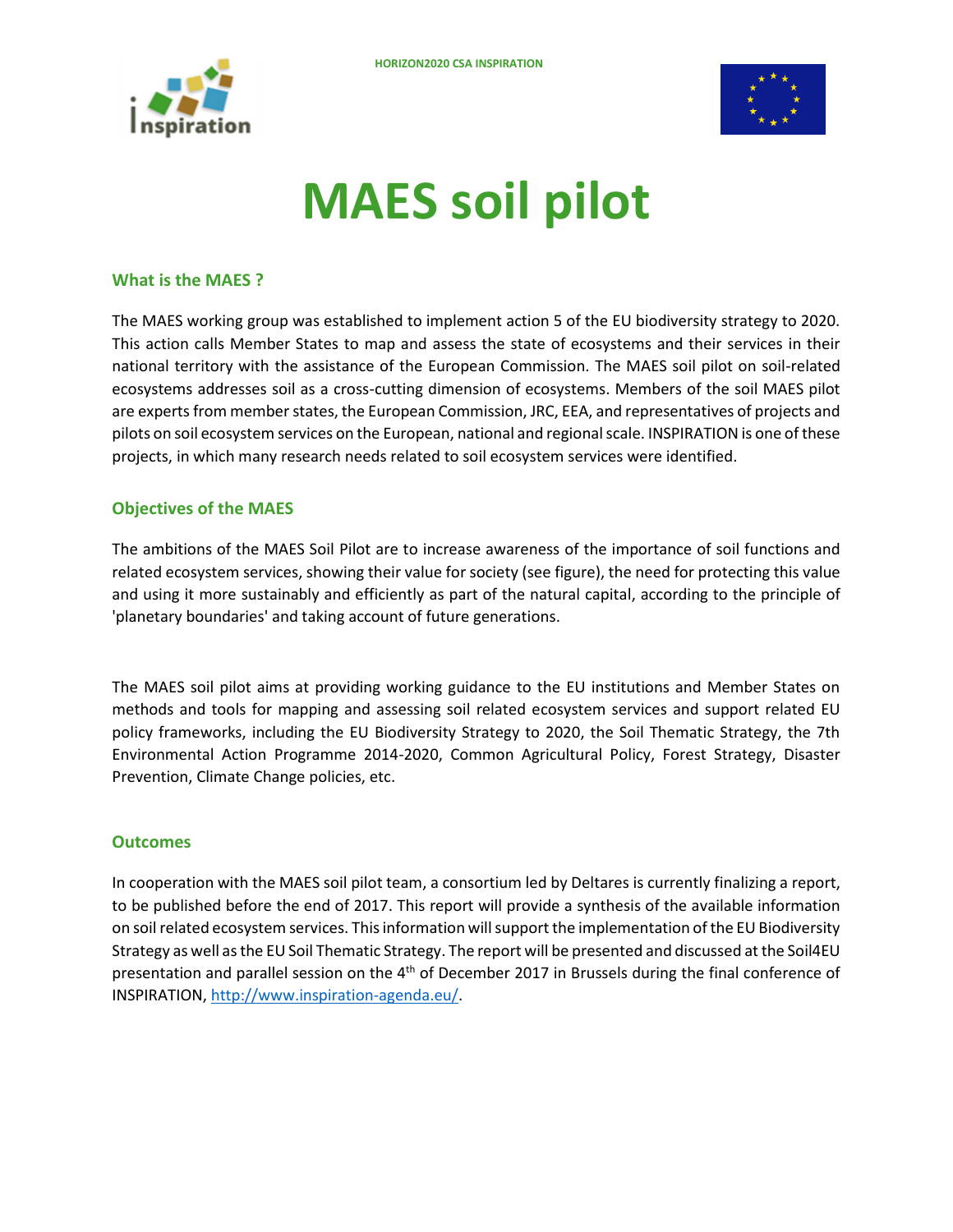# MAES soil pilot

## What is the MAES ?

The MAES working group was established to implement action 5 of the EU biodiversity strategy to 2020. This action calls Member States to map and assess the state of ecosystems and their services in their national territory with the assistance of the European Commission. The MAES soil pilot on soil-related ecosystems addresses soil as a cross-cutting dimension of ecosystems. Members of the soil MAES pilot are experts from member states, the European Commission, JRC, EEA, and representatives of projects and pilots on soil ecosystem services on the European, national and regional scale. INSPIRATION is one of these projects, in which many research needs related to soil ecosystem services were identified.

## Objectives of the MAES

The ambitions of the MAES Soil Pilot are to increase awareness of the importance of soil functions and related ecosystem services, showing their value for society (see figure), the need for protecting this value and using it more sustainably and efficiently as part of the natural capital, according to the principle of 'planetary boundaries' and taking account of future generations.

The MAES soil pilot aims at providing working guidance to the EU institutions and Member States on methods and tools for mapping and assessing soil related ecosystem services and support related EU policy frameworks, including the EU Biodiversity Strategy to 2020, the Soil Thematic Strategy, the 7th Environmental Action Programme 2014-2020, Common Agricultural Policy, Forest Strategy, Disaster Prevention, Climate Change policies, etc.

## Outcomes

In cooperation with the MAES soil pilot team, a consortium led by Deltares is currently finalizing a report, to be published before the end of 2017. This report will provide a synthesis of the available information on soil related ecosystem services. This information will support the implementation of the EU Biodiversity Strategy as well as the EU Soil Thematic Strategy. The report will be presented and discussed at the Soil4EU presentation and parallel session on the 4th of December 2017 in Brussels during the final conference of INSPIRATION, http://www.inspiration-agenda.eu/.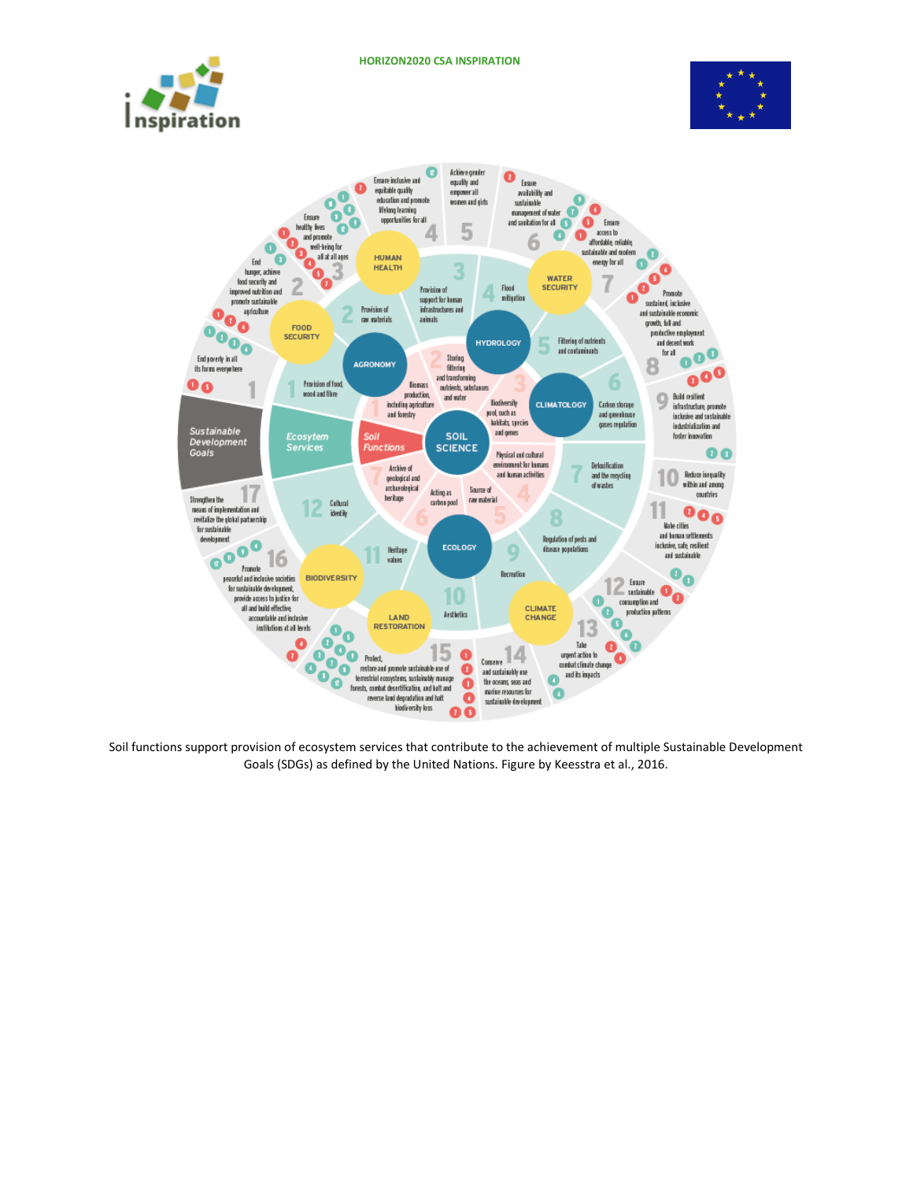Sustainable Development Goals

Ecosystem Services

Soil Functions

SOIL SCIENCE

AGRONOMY

HYDROLOGY

CLIMATOLOGY

ECOLOGY

FOOD SECURITY

HUMAN HEALTH

WATER SECURITY

CLIMATE CHANGE

LAND RESTORATION

BIODIVERSITY

1 Biomass production, including agriculture and forestry

2 Storing filtering and transforming nutrients, substances and water

3 Biodiversity pool, such as habitats, species and genes

4 Physical and cultural environment for humans and human activities

5 Source of raw material

6 Acting as carbon pool

7 Archive of geological and archaeological heritage

1 Provision of food, wood and fibre

2 Provision of raw materials

3 Provision of support for human infrastructures and animals

4 Flood mitigation

5 Filtering of nutrients and contaminants

6 Carbon storage and greenhouse gases regulation

7 Detoxification and the recycling of wastes

8 Regulation of pests and disease populations

9 Recreation

10 Aesthetics

11 Heritage values

12 Cultural identity

1 End poverty in all its forms everywhere

2 End hunger, achieve food security and improved nutrition and promote sustainable agriculture

3 Ensure healthy lives and promote well-being for all at all ages

4 Ensure inclusive and equitable quality education and promote lifelong learning opportunities for all

5 Achieve gender equality and empower all women and girls

6 Ensure availability and sustainable management of water and sanitation for all

7 Ensure access to affordable, reliable, sustainable and modern energy for all

8 Promote sustained, inclusive and sustainable economic growth, full and productive employment and decent work for all

9 Build resilient infrastructure, promote inclusive and sustainable industrialization and foster innovation

10 Reduce inequality within and among countries

11 Make cities and human settlements inclusive, safe, resilient and sustainable

12 Ensure sustainable consumption and production patterns

13 Take urgent action to combat climate change and its impacts

14 Conserve and sustainably use the oceans, seas and marine resources for sustainable development

15 Protect, restore and promote sustainable use of terrestrial ecosystems, sustainably manage forests, combat desertification, and halt and reverse land degradation and halt biodiversity loss

16 Promote peaceful and inclusive societies for sustainable development, provide access to justice for all and build effective, accountable and inclusive institutions at all levels

17 Strengthen the means of implementation and revitalize the global partnership for sustainable development

Soil functions support provision of ecosystem services that contribute to the achievement of multiple Sustainable Development Goals (SDGs) as defined by the United Nations. Figure by Keesstra et al., 2016.